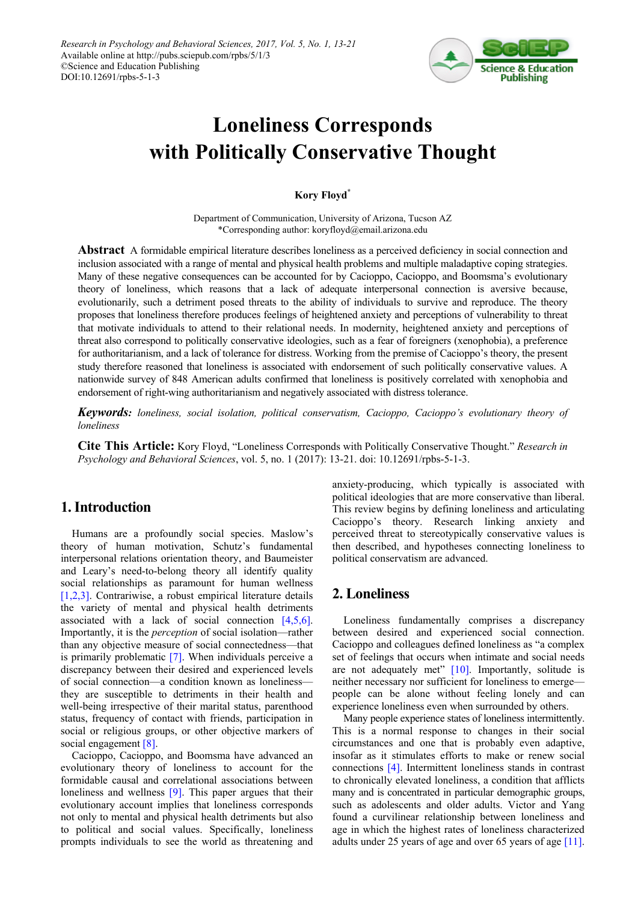# Loneliness Corresponds with Politically Conservative Thought

**Kory Floyd***

Department of Communication, University of Arizona, Tucson AZ
*Corresponding author: koryfloyd@email.arizona.edu

**Abstract** A formidable empirical literature describes loneliness as a perceived deficiency in social connection and inclusion associated with a range of mental and physical health problems and multiple maladaptive coping strategies. Many of these negative consequences can be accounted for by Cacioppo, Cacioppo, and Boomsma's evolutionary theory of loneliness, which reasons that a lack of adequate interpersonal connection is aversive because, evolutionarily, such a detriment posed threats to the ability of individuals to survive and reproduce. The theory proposes that loneliness therefore produces feelings of heightened anxiety and perceptions of vulnerability to threat that motivate individuals to attend to their relational needs. In modernity, heightened anxiety and perceptions of threat also correspond to politically conservative ideologies, such as a fear of foreigners (xenophobia), a preference for authoritarianism, and a lack of tolerance for distress. Working from the premise of Cacioppo's theory, the present study therefore reasoned that loneliness is associated with endorsement of such politically conservative values. A nationwide survey of 848 American adults confirmed that loneliness is positively correlated with xenophobia and endorsement of right-wing authoritarianism and negatively associated with distress tolerance.

***Keywords:*** *loneliness, social isolation, political conservatism, Cacioppo, Cacioppo's evolutionary theory of loneliness*

**Cite This Article:** Kory Floyd, "Loneliness Corresponds with Politically Conservative Thought." *Research in Psychology and Behavioral Sciences*, vol. 5, no. 1 (2017): 13-21. doi: 10.12691/rpbs-5-1-3.

## 1. Introduction

Humans are a profoundly social species. Maslow's theory of human motivation, Schutz's fundamental interpersonal relations orientation theory, and Baumeister and Leary's need-to-belong theory all identify quality social relationships as paramount for human wellness [1,2,3]. Contrariwise, a robust empirical literature details the variety of mental and physical health detriments associated with a lack of social connection [4,5,6]. Importantly, it is the *perception* of social isolation—rather than any objective measure of social connectedness—that is primarily problematic [7]. When individuals perceive a discrepancy between their desired and experienced levels of social connection—a condition known as loneliness—they are susceptible to detriments in their health and well-being irrespective of their marital status, parenthood status, frequency of contact with friends, participation in social or religious groups, or other objective markers of social engagement [8].

Cacioppo, Cacioppo, and Boomsma have advanced an evolutionary theory of loneliness to account for the formidable causal and correlational associations between loneliness and wellness [9]. This paper argues that their evolutionary account implies that loneliness corresponds not only to mental and physical health detriments but also to political and social values. Specifically, loneliness prompts individuals to see the world as threatening and anxiety-producing, which typically is associated with political ideologies that are more conservative than liberal. This review begins by defining loneliness and articulating Cacioppo's theory. Research linking anxiety and perceived threat to stereotypically conservative values is then described, and hypotheses connecting loneliness to political conservatism are advanced.

## 2. Loneliness

Loneliness fundamentally comprises a discrepancy between desired and experienced social connection. Cacioppo and colleagues defined loneliness as "a complex set of feelings that occurs when intimate and social needs are not adequately met" [10]. Importantly, solitude is neither necessary nor sufficient for loneliness to emerge—people can be alone without feeling lonely and can experience loneliness even when surrounded by others.

Many people experience states of loneliness intermittently. This is a normal response to changes in their social circumstances and one that is probably even adaptive, insofar as it stimulates efforts to make or renew social connections [4]. Intermittent loneliness stands in contrast to chronically elevated loneliness, a condition that afflicts many and is concentrated in particular demographic groups, such as adolescents and older adults. Victor and Yang found a curvilinear relationship between loneliness and age in which the highest rates of loneliness characterized adults under 25 years of age and over 65 years of age [11].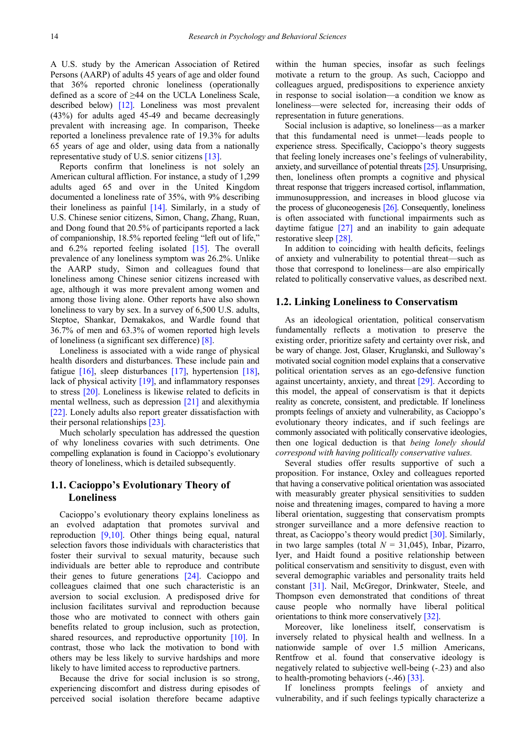A U.S. study by the American Association of Retired Persons (AARP) of adults 45 years of age and older found that 36% reported chronic loneliness (operationally defined as a score of ≥44 on the UCLA Loneliness Scale, described below) [12]. Loneliness was most prevalent (43%) for adults aged 45-49 and became decreasingly prevalent with increasing age. In comparison, Theeke reported a loneliness prevalence rate of 19.3% for adults 65 years of age and older, using data from a nationally representative study of U.S. senior citizens [13].

Reports confirm that loneliness is not solely an American cultural affliction. For instance, a study of 1,299 adults aged 65 and over in the United Kingdom documented a loneliness rate of 35%, with 9% describing their loneliness as painful [14]. Similarly, in a study of U.S. Chinese senior citizens, Simon, Chang, Zhang, Ruan, and Dong found that 20.5% of participants reported a lack of companionship, 18.5% reported feeling "left out of life," and 6.2% reported feeling isolated [15]. The overall prevalence of any loneliness symptom was 26.2%. Unlike the AARP study, Simon and colleagues found that loneliness among Chinese senior citizens increased with age, although it was more prevalent among women and among those living alone. Other reports have also shown loneliness to vary by sex. In a survey of 6,500 U.S. adults, Steptoe, Shankar, Demakakos, and Wardle found that 36.7% of men and 63.3% of women reported high levels of loneliness (a significant sex difference) [8].

Loneliness is associated with a wide range of physical health disorders and disturbances. These include pain and fatigue [16], sleep disturbances [17], hypertension [18], lack of physical activity [19], and inflammatory responses to stress [20]. Loneliness is likewise related to deficits in mental wellness, such as depression [21] and alexithymia [22]. Lonely adults also report greater dissatisfaction with their personal relationships [23].

Much scholarly speculation has addressed the question of why loneliness covaries with such detriments. One compelling explanation is found in Cacioppo's evolutionary theory of loneliness, which is detailed subsequently.

## 1.1. Cacioppo's Evolutionary Theory of Loneliness

Cacioppo's evolutionary theory explains loneliness as an evolved adaptation that promotes survival and reproduction [9,10]. Other things being equal, natural selection favors those individuals with characteristics that foster their survival to sexual maturity, because such individuals are better able to reproduce and contribute their genes to future generations [24]. Cacioppo and colleagues claimed that one such characteristic is an aversion to social exclusion. A predisposed drive for inclusion facilitates survival and reproduction because those who are motivated to connect with others gain benefits related to group inclusion, such as protection, shared resources, and reproductive opportunity [10]. In contrast, those who lack the motivation to bond with others may be less likely to survive hardships and more likely to have limited access to reproductive partners.

Because the drive for social inclusion is so strong, experiencing discomfort and distress during episodes of perceived social isolation therefore became adaptive within the human species, insofar as such feelings motivate a return to the group. As such, Cacioppo and colleagues argued, predispositions to experience anxiety in response to social isolation—a condition we know as loneliness—were selected for, increasing their odds of representation in future generations.

Social inclusion is adaptive, so loneliness—as a marker that this fundamental need is unmet—leads people to experience stress. Specifically, Cacioppo's theory suggests that feeling lonely increases one's feelings of vulnerability, anxiety, and surveillance of potential threats [25]. Unsurprising, then, loneliness often prompts a cognitive and physical threat response that triggers increased cortisol, inflammation, immunosuppression, and increases in blood glucose via the process of gluconeogenesis [26]. Consequently, loneliness is often associated with functional impairments such as daytime fatigue [27] and an inability to gain adequate restorative sleep [28].

In addition to coinciding with health deficits, feelings of anxiety and vulnerability to potential threat—such as those that correspond to loneliness—are also empirically related to politically conservative values, as described next.

## 1.2. Linking Loneliness to Conservatism

As an ideological orientation, political conservatism fundamentally reflects a motivation to preserve the existing order, prioritize safety and certainty over risk, and be wary of change. Jost, Glaser, Kruglanski, and Sulloway's motivated social cognition model explains that a conservative political orientation serves as an ego-defensive function against uncertainty, anxiety, and threat [29]. According to this model, the appeal of conservatism is that it depicts reality as concrete, consistent, and predictable. If loneliness prompts feelings of anxiety and vulnerability, as Cacioppo's evolutionary theory indicates, and if such feelings are commonly associated with politically conservative ideologies, then one logical deduction is that *being lonely should correspond with having politically conservative values.*

Several studies offer results supportive of such a proposition. For instance, Oxley and colleagues reported that having a conservative political orientation was associated with measurably greater physical sensitivities to sudden noise and threatening images, compared to having a more liberal orientation, suggesting that conservatism prompts stronger surveillance and a more defensive reaction to threat, as Cacioppo's theory would predict [30]. Similarly, in two large samples (total $N$ = 31,045), Inbar, Pizarro, Iyer, and Haidt found a positive relationship between political conservatism and sensitivity to disgust, even with several demographic variables and personality traits held constant [31]. Nail, McGregor, Drinkwater, Steele, and Thompson even demonstrated that conditions of threat cause people who normally have liberal political orientations to think more conservatively [32].

Moreover, like loneliness itself, conservatism is inversely related to physical health and wellness. In a nationwide sample of over 1.5 million Americans, Rentfrow et al. found that conservative ideology is negatively related to subjective well-being (-.23) and also to health-promoting behaviors (-.46) [33].

If loneliness prompts feelings of anxiety and vulnerability, and if such feelings typically characterize a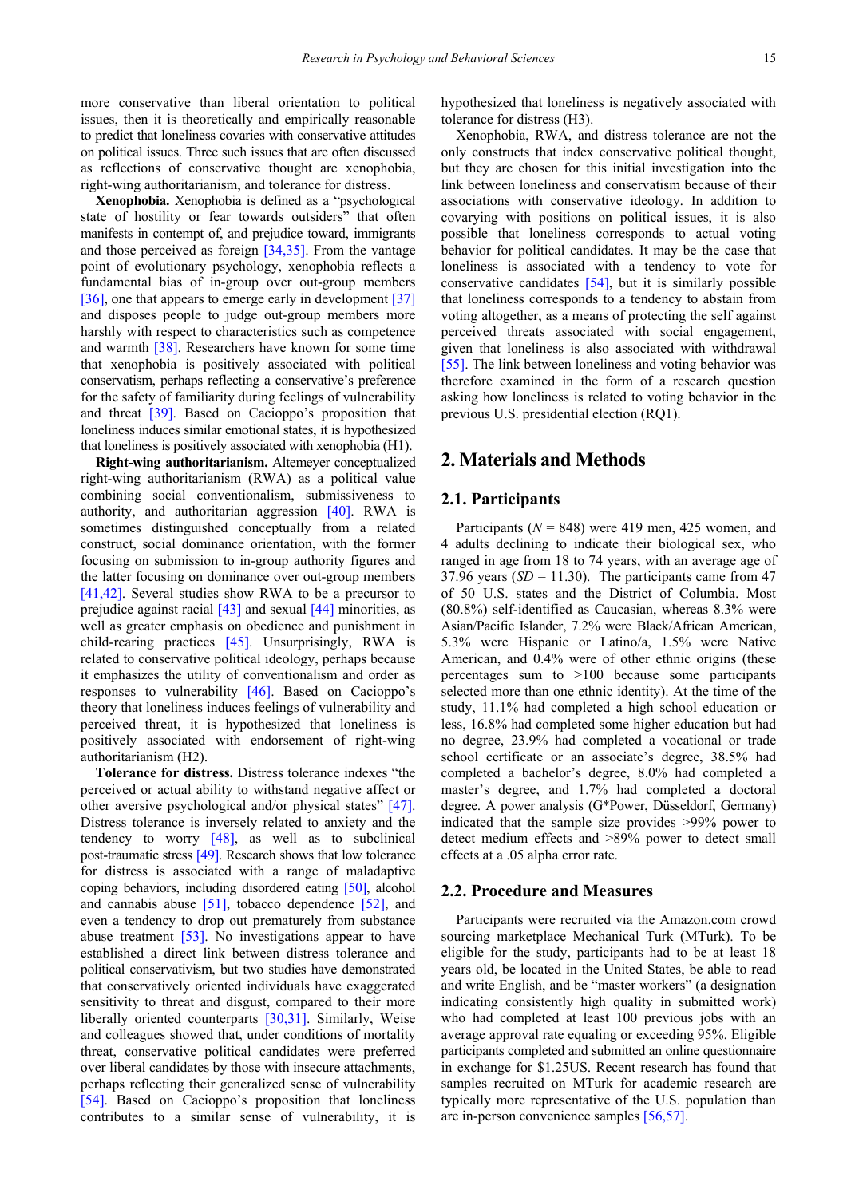more conservative than liberal orientation to political issues, then it is theoretically and empirically reasonable to predict that loneliness covaries with conservative attitudes on political issues. Three such issues that are often discussed as reflections of conservative thought are xenophobia, right-wing authoritarianism, and tolerance for distress.

**Xenophobia.** Xenophobia is defined as a "psychological state of hostility or fear towards outsiders" that often manifests in contempt of, and prejudice toward, immigrants and those perceived as foreign [34,35]. From the vantage point of evolutionary psychology, xenophobia reflects a fundamental bias of in-group over out-group members [36], one that appears to emerge early in development [37] and disposes people to judge out-group members more harshly with respect to characteristics such as competence and warmth [38]. Researchers have known for some time that xenophobia is positively associated with political conservatism, perhaps reflecting a conservative's preference for the safety of familiarity during feelings of vulnerability and threat [39]. Based on Cacioppo's proposition that loneliness induces similar emotional states, it is hypothesized that loneliness is positively associated with xenophobia (H1).

**Right-wing authoritarianism.** Altemeyer conceptualized right-wing authoritarianism (RWA) as a political value combining social conventionalism, submissiveness to authority, and authoritarian aggression [40]. RWA is sometimes distinguished conceptually from a related construct, social dominance orientation, with the former focusing on submission to in-group authority figures and the latter focusing on dominance over out-group members [41,42]. Several studies show RWA to be a precursor to prejudice against racial [43] and sexual [44] minorities, as well as greater emphasis on obedience and punishment in child-rearing practices [45]. Unsurprisingly, RWA is related to conservative political ideology, perhaps because it emphasizes the utility of conventionalism and order as responses to vulnerability [46]. Based on Cacioppo's theory that loneliness induces feelings of vulnerability and perceived threat, it is hypothesized that loneliness is positively associated with endorsement of right-wing authoritarianism (H2).

**Tolerance for distress.** Distress tolerance indexes "the perceived or actual ability to withstand negative affect or other aversive psychological and/or physical states" [47]. Distress tolerance is inversely related to anxiety and the tendency to worry [48], as well as to subclinical post-traumatic stress [49]. Research shows that low tolerance for distress is associated with a range of maladaptive coping behaviors, including disordered eating [50], alcohol and cannabis abuse [51], tobacco dependence [52], and even a tendency to drop out prematurely from substance abuse treatment [53]. No investigations appear to have established a direct link between distress tolerance and political conservativism, but two studies have demonstrated that conservatively oriented individuals have exaggerated sensitivity to threat and disgust, compared to their more liberally oriented counterparts [30,31]. Similarly, Weise and colleagues showed that, under conditions of mortality threat, conservative political candidates were preferred over liberal candidates by those with insecure attachments, perhaps reflecting their generalized sense of vulnerability [54]. Based on Cacioppo's proposition that loneliness contributes to a similar sense of vulnerability, it is hypothesized that loneliness is negatively associated with tolerance for distress (H3).

Xenophobia, RWA, and distress tolerance are not the only constructs that index conservative political thought, but they are chosen for this initial investigation into the link between loneliness and conservatism because of their associations with conservative ideology. In addition to covarying with positions on political issues, it is also possible that loneliness corresponds to actual voting behavior for political candidates. It may be the case that loneliness is associated with a tendency to vote for conservative candidates [54], but it is similarly possible that loneliness corresponds to a tendency to abstain from voting altogether, as a means of protecting the self against perceived threats associated with social engagement, given that loneliness is also associated with withdrawal [55]. The link between loneliness and voting behavior was therefore examined in the form of a research question asking how loneliness is related to voting behavior in the previous U.S. presidential election (RQ1).

## 2. Materials and Methods

### 2.1. Participants

Participants ($N$ = 848) were 419 men, 425 women, and 4 adults declining to indicate their biological sex, who ranged in age from 18 to 74 years, with an average age of 37.96 years ($SD$ = 11.30). The participants came from 47 of 50 U.S. states and the District of Columbia. Most (80.8%) self-identified as Caucasian, whereas 8.3% were Asian/Pacific Islander, 7.2% were Black/African American, 5.3% were Hispanic or Latino/a, 1.5% were Native American, and 0.4% were of other ethnic origins (these percentages sum to >100 because some participants selected more than one ethnic identity). At the time of the study, 11.1% had completed a high school education or less, 16.8% had completed some higher education but had no degree, 23.9% had completed a vocational or trade school certificate or an associate's degree, 38.5% had completed a bachelor's degree, 8.0% had completed a master's degree, and 1.7% had completed a doctoral degree. A power analysis (G*Power, Düsseldorf, Germany) indicated that the sample size provides >99% power to detect medium effects and >89% power to detect small effects at a .05 alpha error rate.

### 2.2. Procedure and Measures

Participants were recruited via the Amazon.com crowd sourcing marketplace Mechanical Turk (MTurk). To be eligible for the study, participants had to be at least 18 years old, be located in the United States, be able to read and write English, and be "master workers" (a designation indicating consistently high quality in submitted work) who had completed at least 100 previous jobs with an average approval rate equaling or exceeding 95%. Eligible participants completed and submitted an online questionnaire in exchange for $1.25US. Recent research has found that samples recruited on MTurk for academic research are typically more representative of the U.S. population than are in-person convenience samples [56,57].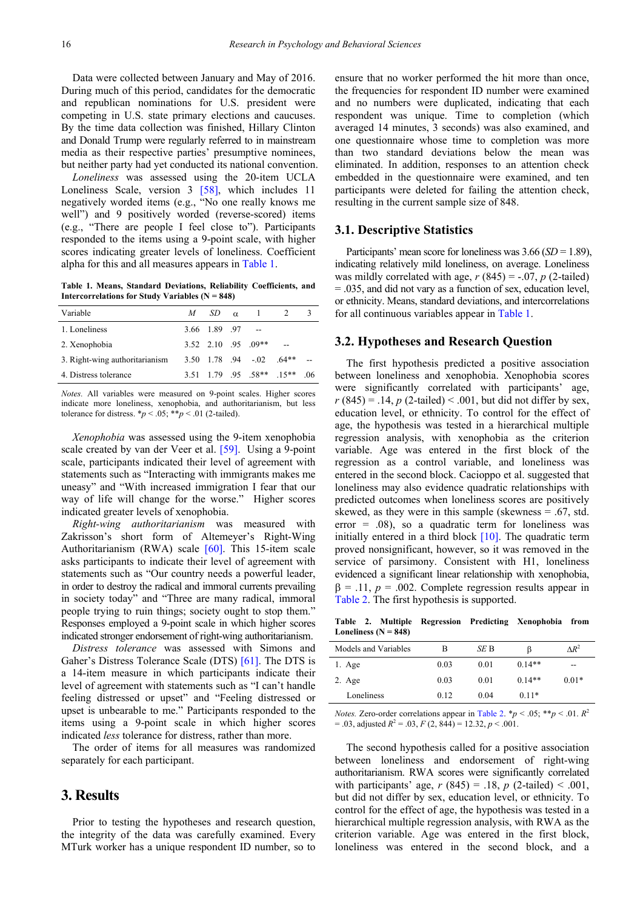Data were collected between January and May of 2016. During much of this period, candidates for the democratic and republican nominations for U.S. president were competing in U.S. state primary elections and caucuses. By the time data collection was finished, Hillary Clinton and Donald Trump were regularly referred to in mainstream media as their respective parties' presumptive nominees, but neither party had yet conducted its national convention.

*Loneliness* was assessed using the 20-item UCLA Loneliness Scale, version 3 [58], which includes 11 negatively worded items (e.g., "No one really knows me well") and 9 positively worded (reverse-scored) items (e.g., "There are people I feel close to"). Participants responded to the items using a 9-point scale, with higher scores indicating greater levels of loneliness. Coefficient alpha for this and all measures appears in Table 1.

**Table 1. Means, Standard Deviations, Reliability Coefficients, and Intercorrelations for Study Variables (N = 848)**

| Variable | *M* | *SD* | α | 1 | 2 | 3 |
|---|---|---|---|---|---|---|
| 1. Loneliness | 3.66 | 1.89 | .97 | -- | | |
| 2. Xenophobia | 3.52 | 2.10 | .95 | .09** | -- | |
| 3. Right-wing authoritarianism | 3.50 | 1.78 | .94 | -.02 | .64** | -- |
| 4. Distress tolerance | 3.51 | 1.79 | .95 | .58** | .15** | .06 |

*Notes.* All variables were measured on 9-point scales. Higher scores indicate more loneliness, xenophobia, and authoritarianism, but less tolerance for distress. \*$p < .05$; \*\*$p < .01$ (2-tailed).

*Xenophobia* was assessed using the 9-item xenophobia scale created by van der Veer et al. [59]. Using a 9-point scale, participants indicated their level of agreement with statements such as "Interacting with immigrants makes me uneasy" and "With increased immigration I fear that our way of life will change for the worse." Higher scores indicated greater levels of xenophobia.

*Right-wing authoritarianism* was measured with Zakrisson's short form of Altemeyer's Right-Wing Authoritarianism (RWA) scale [60]. This 15-item scale asks participants to indicate their level of agreement with statements such as "Our country needs a powerful leader, in order to destroy the radical and immoral currents prevailing in society today" and "There are many radical, immoral people trying to ruin things; society ought to stop them." Responses employed a 9-point scale in which higher scores indicated stronger endorsement of right-wing authoritarianism.

*Distress tolerance* was assessed with Simons and Gaher's Distress Tolerance Scale (DTS) [61]. The DTS is a 14-item measure in which participants indicate their level of agreement with statements such as "I can't handle feeling distressed or upset" and "Feeling distressed or upset is unbearable to me." Participants responded to the items using a 9-point scale in which higher scores indicated *less* tolerance for distress, rather than more.

The order of items for all measures was randomized separately for each participant.

# 3. Results

Prior to testing the hypotheses and research question, the integrity of the data was carefully examined. Every MTurk worker has a unique respondent ID number, so to ensure that no worker performed the hit more than once, the frequencies for respondent ID number were examined and no numbers were duplicated, indicating that each respondent was unique. Time to completion (which averaged 14 minutes, 3 seconds) was also examined, and one questionnaire whose time to completion was more than two standard deviations below the mean was eliminated. In addition, responses to an attention check embedded in the questionnaire were examined, and ten participants were deleted for failing the attention check, resulting in the current sample size of 848.

## 3.1. Descriptive Statistics

Participants' mean score for loneliness was 3.66 (*SD* = 1.89), indicating relatively mild loneliness, on average. Loneliness was mildly correlated with age, $r$ (845) = -.07, $p$ (2-tailed) = .035, and did not vary as a function of sex, education level, or ethnicity. Means, standard deviations, and intercorrelations for all continuous variables appear in Table 1.

## 3.2. Hypotheses and Research Question

The first hypothesis predicted a positive association between loneliness and xenophobia. Xenophobia scores were significantly correlated with participants' age, $r$ (845) = .14, $p$ (2-tailed) < .001, but did not differ by sex, education level, or ethnicity. To control for the effect of age, the hypothesis was tested in a hierarchical multiple regression analysis, with xenophobia as the criterion variable. Age was entered in the first block of the regression as a control variable, and loneliness was entered in the second block. Cacioppo et al. suggested that loneliness may also evidence quadratic relationships with predicted outcomes when loneliness scores are positively skewed, as they were in this sample (skewness = .67, std. error = .08), so a quadratic term for loneliness was initially entered in a third block [10]. The quadratic term proved nonsignificant, however, so it was removed in the service of parsimony. Consistent with H1, loneliness evidenced a significant linear relationship with xenophobia, β = .11, $p$ = .002. Complete regression results appear in Table 2. The first hypothesis is supported.

**Table 2. Multiple Regression Predicting Xenophobia from Loneliness (N = 848)**

| Models and Variables | B | *SE* B | β | $\Delta R^2$ |
|---|---|---|---|---|
| 1. Age | 0.03 | 0.01 | 0.14** | -- |
| 2. Age | 0.03 | 0.01 | 0.14** | 0.01* |
| Loneliness | 0.12 | 0.04 | 0.11* | |

*Notes.* Zero-order correlations appear in Table 2. \*$p < .05$; \*\*$p < .01$. $R^2$ = .03, adjusted $R^2$ = .03, $F$ (2, 844) = 12.32, $p < .001$.

The second hypothesis called for a positive association between loneliness and endorsement of right-wing authoritarianism. RWA scores were significantly correlated with participants' age, $r$ (845) = .18, $p$ (2-tailed) < .001, but did not differ by sex, education level, or ethnicity. To control for the effect of age, the hypothesis was tested in a hierarchical multiple regression analysis, with RWA as the criterion variable. Age was entered in the first block, loneliness was entered in the second block, and a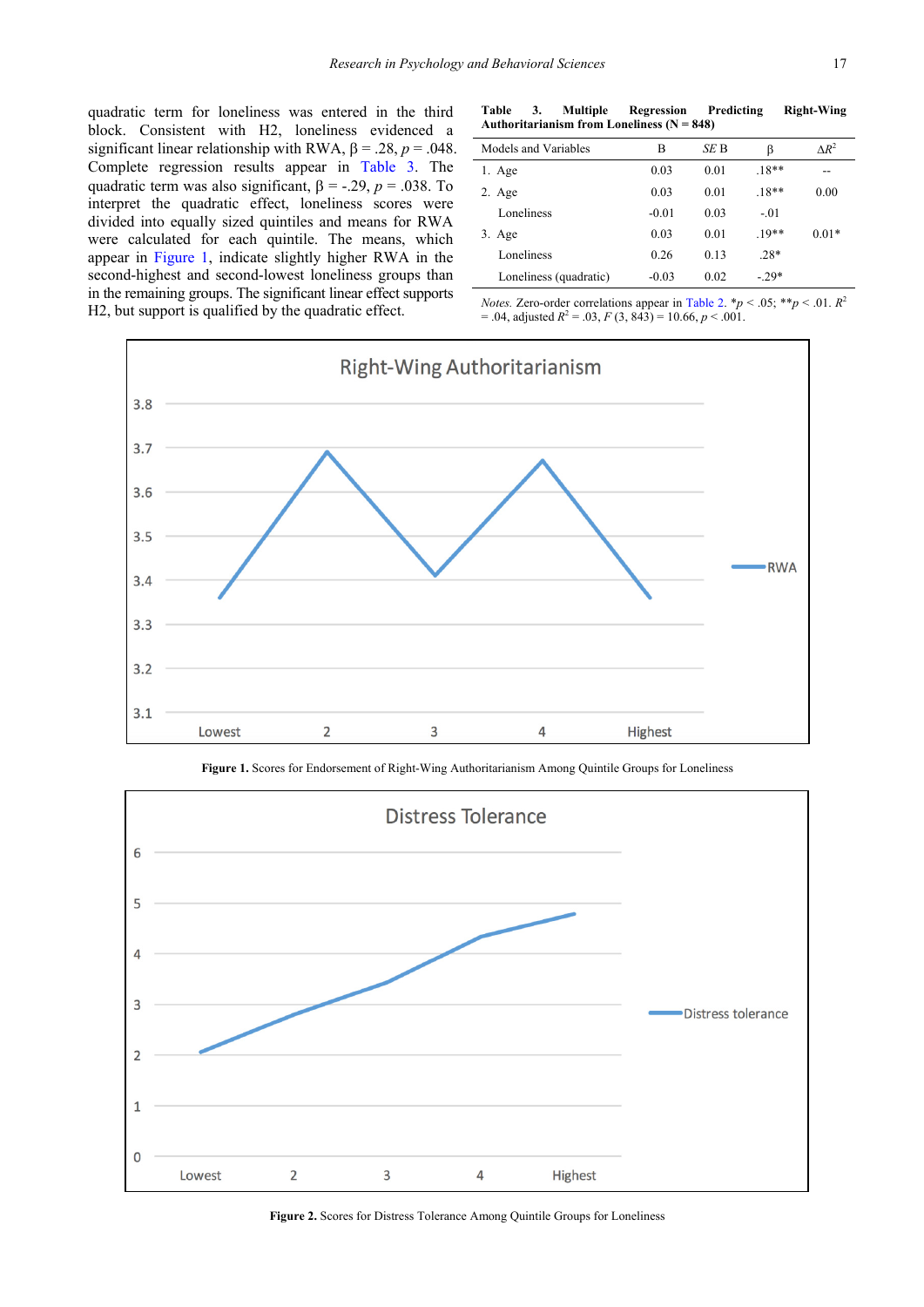quadratic term for loneliness was entered in the third block. Consistent with H2, loneliness evidenced a significant linear relationship with RWA, β = .28, *p* = .048. Complete regression results appear in Table 3. The quadratic term was also significant, β = -.29, *p* = .038. To interpret the quadratic effect, loneliness scores were divided into equally sized quintiles and means for RWA were calculated for each quintile. The means, which appear in Figure 1, indicate slightly higher RWA in the second-highest and second-lowest loneliness groups than in the remaining groups. The significant linear effect supports H2, but support is qualified by the quadratic effect.

**Table 3. Multiple Regression Predicting Right-Wing Authoritarianism from Loneliness (N = 848)**

| Models and Variables | B | *SE* B | β | $\Delta R^2$ |
|---|---|---|---|---|
| 1. Age | 0.03 | 0.01 | .18** | -- |
| 2. Age | 0.03 | 0.01 | .18** | 0.00 |
| Loneliness | -0.01 | 0.03 | -.01 | |
| 3. Age | 0.03 | 0.01 | .19** | 0.01* |
| Loneliness | 0.26 | 0.13 | .28* | |
| Loneliness (quadratic) | -0.03 | 0.02 | -.29* | |

*Notes.* Zero-order correlations appear in Table 2. \**p* < .05; \*\**p* < .01. $R^2$ = .04, adjusted $R^2$ = .03, $F$ (3, 843) = 10.66, $p$ < .001.

**Figure 1.** Scores for Endorsement of Right-Wing Authoritarianism Among Quintile Groups for Loneliness

**Figure 2.** Scores for Distress Tolerance Among Quintile Groups for Loneliness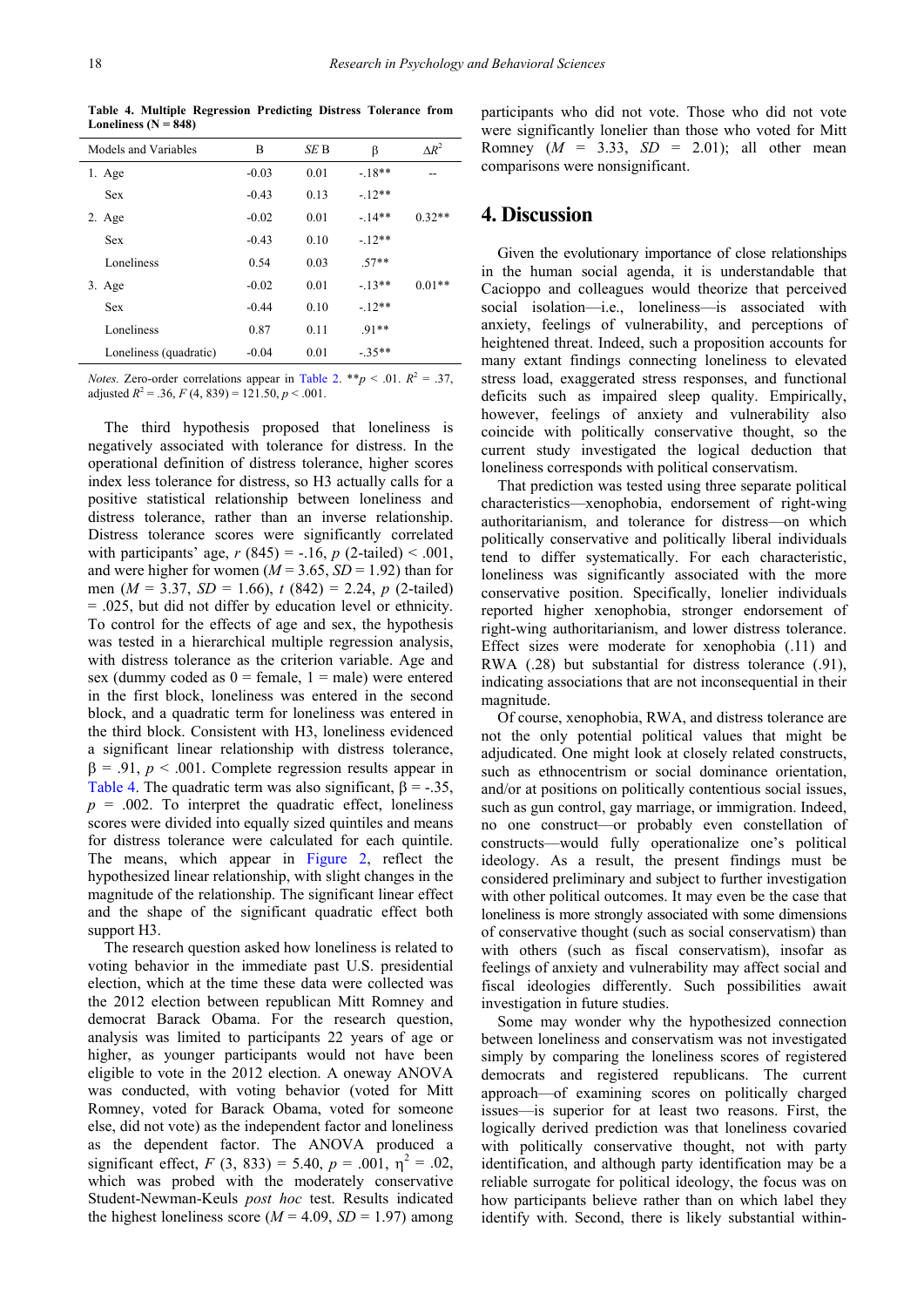**Table 4. Multiple Regression Predicting Distress Tolerance from Loneliness (N = 848)**

| Models and Variables | B | *SE* B | β | $\Delta R^2$ |
|---|---|---|---|---|
| 1. Age | -0.03 | 0.01 | -.18** | -- |
| Sex | -0.43 | 0.13 | -.12** | |
| 2. Age | -0.02 | 0.01 | -.14** | 0.32** |
| Sex | -0.43 | 0.10 | -.12** | |
| Loneliness | 0.54 | 0.03 | .57** | |
| 3. Age | -0.02 | 0.01 | -.13** | 0.01** |
| Sex | -0.44 | 0.10 | -.12** | |
| Loneliness | 0.87 | 0.11 | .91** | |
| Loneliness (quadratic) | -0.04 | 0.01 | -.35** | |

*Notes.* Zero-order correlations appear in Table 2. $^{**}p < .01$. $R^2 = .37$, adjusted $R^2 = .36$, $F(4, 839) = 121.50$, $p < .001$.

The third hypothesis proposed that loneliness is negatively associated with tolerance for distress. In the operational definition of distress tolerance, higher scores index less tolerance for distress, so H3 actually calls for a positive statistical relationship between loneliness and distress tolerance, rather than an inverse relationship. Distress tolerance scores were significantly correlated with participants' age, $r$ (845) = -.16, $p$ (2-tailed) < .001, and were higher for women ($M$ = 3.65, $SD$ = 1.92) than for men ($M$ = 3.37, $SD$ = 1.66), $t$ (842) = 2.24, $p$ (2-tailed) = .025, but did not differ by education level or ethnicity. To control for the effects of age and sex, the hypothesis was tested in a hierarchical multiple regression analysis, with distress tolerance as the criterion variable. Age and sex (dummy coded as 0 = female, 1 = male) were entered in the first block, loneliness was entered in the second block, and a quadratic term for loneliness was entered in the third block. Consistent with H3, loneliness evidenced a significant linear relationship with distress tolerance, β = .91, $p$ < .001. Complete regression results appear in Table 4. The quadratic term was also significant, β = -.35, $p$ = .002. To interpret the quadratic effect, loneliness scores were divided into equally sized quintiles and means for distress tolerance were calculated for each quintile. The means, which appear in Figure 2, reflect the hypothesized linear relationship, with slight changes in the magnitude of the relationship. The significant linear effect and the shape of the significant quadratic effect both support H3.

The research question asked how loneliness is related to voting behavior in the immediate past U.S. presidential election, which at the time these data were collected was the 2012 election between republican Mitt Romney and democrat Barack Obama. For the research question, analysis was limited to participants 22 years of age or higher, as younger participants would not have been eligible to vote in the 2012 election. A oneway ANOVA was conducted, with voting behavior (voted for Mitt Romney, voted for Barack Obama, voted for someone else, did not vote) as the independent factor and loneliness as the dependent factor. The ANOVA produced a significant effect, $F$ (3, 833) = 5.40, $p$ = .001, $\eta^2$ = .02, which was probed with the moderately conservative Student-Newman-Keuls *post hoc* test. Results indicated the highest loneliness score ($M$ = 4.09, $SD$ = 1.97) among participants who did not vote. Those who did not vote were significantly lonelier than those who voted for Mitt Romney ($M$ = 3.33, $SD$ = 2.01); all other mean comparisons were nonsignificant.

## 4. Discussion

Given the evolutionary importance of close relationships in the human social agenda, it is understandable that Cacioppo and colleagues would theorize that perceived social isolation—i.e., loneliness—is associated with anxiety, feelings of vulnerability, and perceptions of heightened threat. Indeed, such a proposition accounts for many extant findings connecting loneliness to elevated stress load, exaggerated stress responses, and functional deficits such as impaired sleep quality. Empirically, however, feelings of anxiety and vulnerability also coincide with politically conservative thought, so the current study investigated the logical deduction that loneliness corresponds with political conservatism.

That prediction was tested using three separate political characteristics—xenophobia, endorsement of right-wing authoritarianism, and tolerance for distress—on which politically conservative and politically liberal individuals tend to differ systematically. For each characteristic, loneliness was significantly associated with the more conservative position. Specifically, lonelier individuals reported higher xenophobia, stronger endorsement of right-wing authoritarianism, and lower distress tolerance. Effect sizes were moderate for xenophobia (.11) and RWA (.28) but substantial for distress tolerance (.91), indicating associations that are not inconsequential in their magnitude.

Of course, xenophobia, RWA, and distress tolerance are not the only potential political values that might be adjudicated. One might look at closely related constructs, such as ethnocentrism or social dominance orientation, and/or at positions on politically contentious social issues, such as gun control, gay marriage, or immigration. Indeed, no one construct—or probably even constellation of constructs—would fully operationalize one's political ideology. As a result, the present findings must be considered preliminary and subject to further investigation with other political outcomes. It may even be the case that loneliness is more strongly associated with some dimensions of conservative thought (such as social conservatism) than with others (such as fiscal conservatism), insofar as feelings of anxiety and vulnerability may affect social and fiscal ideologies differently. Such possibilities await investigation in future studies.

Some may wonder why the hypothesized connection between loneliness and conservatism was not investigated simply by comparing the loneliness scores of registered democrats and registered republicans. The current approach—of examining scores on politically charged issues—is superior for at least two reasons. First, the logically derived prediction was that loneliness covaried with politically conservative thought, not with party identification, and although party identification may be a reliable surrogate for political ideology, the focus was on how participants believe rather than on which label they identify with. Second, there is likely substantial within-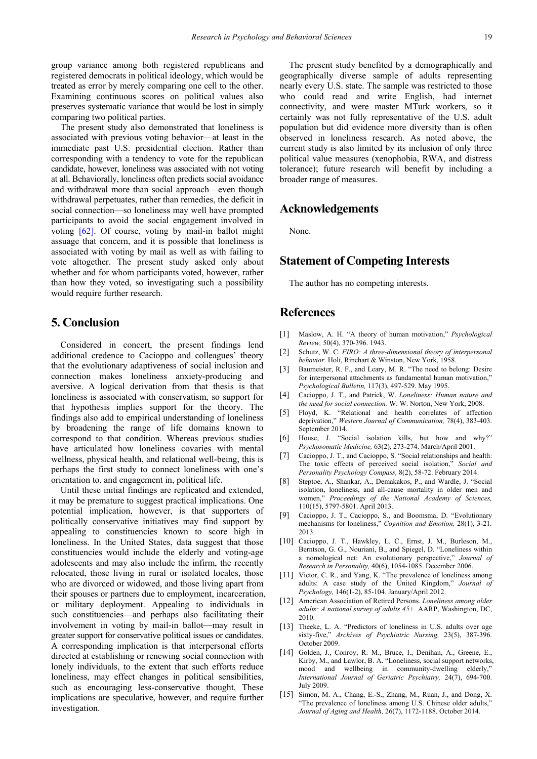group variance among both registered republicans and registered democrats in political ideology, which would be treated as error by merely comparing one cell to the other. Examining continuous scores on political values also preserves systematic variance that would be lost in simply comparing two political parties.

The present study also demonstrated that loneliness is associated with previous voting behavior—at least in the immediate past U.S. presidential election. Rather than corresponding with a tendency to vote for the republican candidate, however, loneliness was associated with not voting at all. Behaviorally, loneliness often predicts social avoidance and withdrawal more than social approach—even though withdrawal perpetuates, rather than remedies, the deficit in social connection—so loneliness may well have prompted participants to avoid the social engagement involved in voting [62]. Of course, voting by mail-in ballot might assuage that concern, and it is possible that loneliness is associated with voting by mail as well as with failing to vote altogether. The present study asked only about whether and for whom participants voted, however, rather than how they voted, so investigating such a possibility would require further research.

## 5. Conclusion

Considered in concert, the present findings lend additional credence to Cacioppo and colleagues' theory that the evolutionary adaptiveness of social inclusion and connection makes loneliness anxiety-producing and aversive. A logical derivation from that thesis is that loneliness is associated with conservatism, so support for that hypothesis implies support for the theory. The findings also add to empirical understanding of loneliness by broadening the range of life domains known to correspond to that condition. Whereas previous studies have articulated how loneliness covaries with mental wellness, physical health, and relational well-being, this is perhaps the first study to connect loneliness with one's orientation to, and engagement in, political life.

Until these initial findings are replicated and extended, it may be premature to suggest practical implications. One potential implication, however, is that supporters of politically conservative initiatives may find support by appealing to constituencies known to score high in loneliness. In the United States, data suggest that those constituencies would include the elderly and voting-age adolescents and may also include the infirm, the recently relocated, those living in rural or isolated locales, those who are divorced or widowed, and those living apart from their spouses or partners due to employment, incarceration, or military deployment. Appealing to individuals in such constituencies—and perhaps also facilitating their involvement in voting by mail-in ballot—may result in greater support for conservative political issues or candidates. A corresponding implication is that interpersonal efforts directed at establishing or renewing social connection with lonely individuals, to the extent that such efforts reduce loneliness, may effect changes in political sensibilities, such as encouraging less-conservative thought. These implications are speculative, however, and require further investigation.

The present study benefited by a demographically and geographically diverse sample of adults representing nearly every U.S. state. The sample was restricted to those who could read and write English, had internet connectivity, and were master MTurk workers, so it certainly was not fully representative of the U.S. adult population but did evidence more diversity than is often observed in loneliness research. As noted above, the current study is also limited by its inclusion of only three political value measures (xenophobia, RWA, and distress tolerance); future research will benefit by including a broader range of measures.

## Acknowledgements

None.

## Statement of Competing Interests

The author has no competing interests.

## References

[1] Maslow, A. H. "A theory of human motivation," *Psychological Review,* 50(4), 370-396. 1943.

[2] Schutz, W. C. *FIRO: A three-dimensional theory of interpersonal behavior.* Holt, Rinehart & Winston, New York, 1958.

[3] Baumeister, R. F., and Leary, M. R. "The need to belong: Desire for interpersonal attachments as fundamental human motivation," *Psychological Bulletin,* 117(3), 497-529. May 1995.

[4] Cacioppo, J. T., and Patrick, W. *Loneliness: Human nature and the need for social connection.* W. W. Norton, New York, 2008.

[5] Floyd, K. "Relational and health correlates of affection deprivation," *Western Journal of Communication,* 78(4), 383-403. September 2014.

[6] House, J. "Social isolation kills, but how and why?" *Psychosomatic Medicine,* 63(2), 273-274. March/April 2001.

[7] Cacioppo, J. T., and Cacioppo, S. "Social relationships and health: The toxic effects of perceived social isolation," *Social and Personality Psychology Compass,* 8(2), 58-72. February 2014.

[8] Steptoe, A., Shankar, A., Demakakos, P., and Wardle, J. "Social isolation, loneliness, and all-cause mortality in older men and women," *Proceedings of the National Academy of Sciences,* 110(15), 5797-5801. April 2013.

[9] Cacioppo, J. T., Cacioppo, S., and Boomsma, D. "Evolutionary mechanisms for loneliness," *Cognition and Emotion,* 28(1), 3-21. 2013.

[10] Cacioppo, J. T., Hawkley, L. C., Ernst, J. M., Burleson, M., Berntson, G. G., Nouriani, B., and Spiegel, D. "Loneliness within a nomological net: An evolutionary perspective," *Journal of Research in Personality,* 40(6), 1054-1085. December 2006.

[11] Victor, C. R., and Yang, K. "The prevalence of loneliness among adults: A case study of the United Kingdom," *Journal of Psychology,* 146(1-2), 85-104. January/April 2012.

[12] American Association of Retired Persons. *Loneliness among older adults: A national survey of adults 45+.* AARP, Washington, DC, 2010.

[13] Theeke, L. A. "Predictors of loneliness in U.S. adults over age sixty-five," *Archives of Psychiatric Nursing,* 23(5), 387-396. October 2009.

[14] Golden, J., Conroy, R. M., Bruce, I., Denihan, A., Greene, E., Kirby, M., and Lawlor, B. A. "Loneliness, social support networks, mood and wellbeing in community-dwelling elderly," *International Journal of Geriatric Psychiatry,* 24(7), 694-700. July 2009.

[15] Simon, M. A., Chang, E.-S., Zhang, M., Ruan, J., and Dong, X. "The prevalence of loneliness among U.S. Chinese older adults," *Journal of Aging and Health,* 26(7), 1172-1188. October 2014.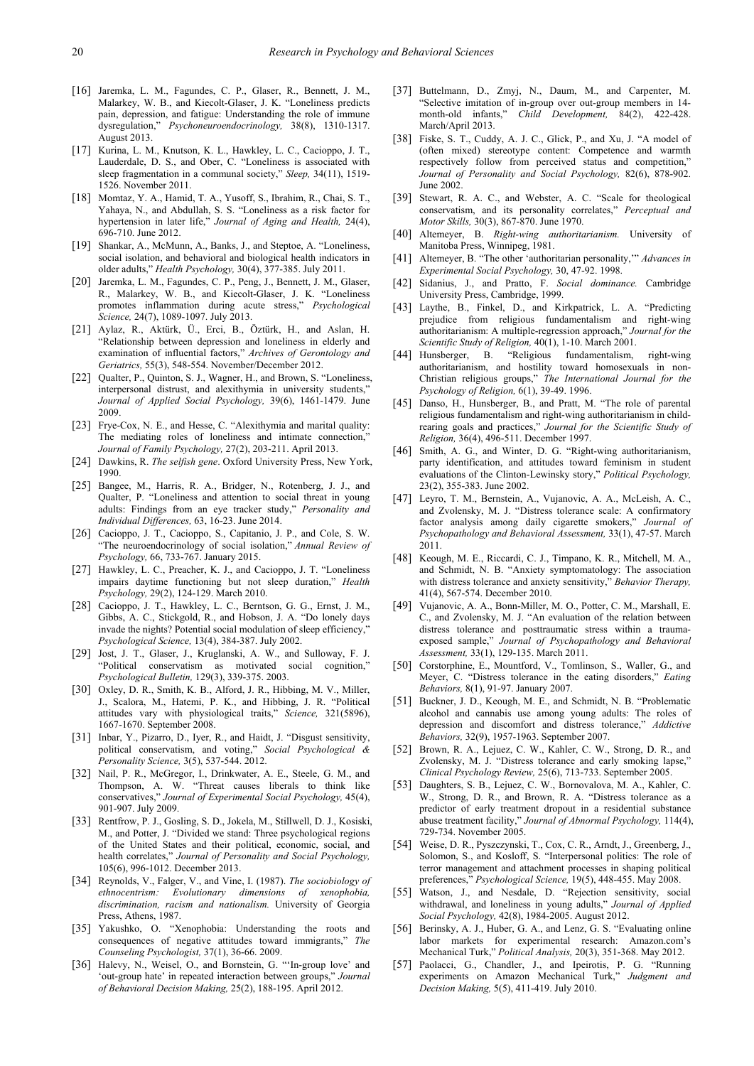[16] Jaremka, L. M., Fagundes, C. P., Glaser, R., Bennett, J. M., Malarkey, W. B., and Kiecolt-Glaser, J. K. "Loneliness predicts pain, depression, and fatigue: Understanding the role of immune dysregulation," *Psychoneuroendocrinology,* 38(8), 1310-1317. August 2013.

[17] Kurina, L. M., Knutson, K. L., Hawkley, L. C., Cacioppo, J. T., Lauderdale, D. S., and Ober, C. "Loneliness is associated with sleep fragmentation in a communal society," *Sleep,* 34(11), 1519-1526. November 2011.

[18] Momtaz, Y. A., Hamid, T. A., Yusoff, S., Ibrahim, R., Chai, S. T., Yahaya, N., and Abdullah, S. S. "Loneliness as a risk factor for hypertension in later life," *Journal of Aging and Health,* 24(4), 696-710. June 2012.

[19] Shankar, A., McMunn, A., Banks, J., and Steptoe, A. "Loneliness, social isolation, and behavioral and biological health indicators in older adults," *Health Psychology,* 30(4), 377-385. July 2011.

[20] Jaremka, L. M., Fagundes, C. P., Peng, J., Bennett, J. M., Glaser, R., Malarkey, W. B., and Kiecolt-Glaser, J. K. "Loneliness promotes inflammation during acute stress," *Psychological Science,* 24(7), 1089-1097. July 2013.

[21] Aylaz, R., Aktürk, Ü., Erci, B., Öztürk, H., and Aslan, H. "Relationship between depression and loneliness in elderly and examination of influential factors," *Archives of Gerontology and Geriatrics,* 55(3), 548-554. November/December 2012.

[22] Qualter, P., Quinton, S. J., Wagner, H., and Brown, S. "Loneliness, interpersonal distrust, and alexithymia in university students," *Journal of Applied Social Psychology,* 39(6), 1461-1479. June 2009.

[23] Frye-Cox, N. E., and Hesse, C. "Alexithymia and marital quality: The mediating roles of loneliness and intimate connection," *Journal of Family Psychology,* 27(2), 203-211. April 2013.

[24] Dawkins, R. *The selfish gene*. Oxford University Press, New York, 1990.

[25] Bangee, M., Harris, R. A., Bridger, N., Rotenberg, J. J., and Qualter, P. "Loneliness and attention to social threat in young adults: Findings from an eye tracker study," *Personality and Individual Differences,* 63, 16-23. June 2014.

[26] Cacioppo, J. T., Cacioppo, S., Capitanio, J. P., and Cole, S. W. "The neuroendocrinology of social isolation," *Annual Review of Psychology,* 66, 733-767. January 2015.

[27] Hawkley, L. C., Preacher, K. J., and Cacioppo, J. T. "Loneliness impairs daytime functioning but not sleep duration," *Health Psychology,* 29(2), 124-129. March 2010.

[28] Cacioppo, J. T., Hawkley, L. C., Berntson, G. G., Ernst, J. M., Gibbs, A. C., Stickgold, R., and Hobson, J. A. "Do lonely days invade the nights? Potential social modulation of sleep efficiency," *Psychological Science,* 13(4), 384-387. July 2002.

[29] Jost, J. T., Glaser, J., Kruglanski, A. W., and Sulloway, F. J. "Political conservatism as motivated social cognition," *Psychological Bulletin,* 129(3), 339-375. 2003.

[30] Oxley, D. R., Smith, K. B., Alford, J. R., Hibbing, M. V., Miller, J., Scalora, M., Hatemi, P. K., and Hibbing, J. R. "Political attitudes vary with physiological traits," *Science,* 321(5896), 1667-1670. September 2008.

[31] Inbar, Y., Pizarro, D., Iyer, R., and Haidt, J. "Disgust sensitivity, political conservatism, and voting," *Social Psychological & Personality Science,* 3(5), 537-544. 2012.

[32] Nail, P. R., McGregor, I., Drinkwater, A. E., Steele, G. M., and Thompson, A. W. "Threat causes liberals to think like conservatives," *Journal of Experimental Social Psychology,* 45(4), 901-907. July 2009.

[33] Rentfrow, P. J., Gosling, S. D., Jokela, M., Stillwell, D. J., Kosiski, M., and Potter, J. "Divided we stand: Three psychological regions of the United States and their political, economic, social, and health correlates," *Journal of Personality and Social Psychology,* 105(6), 996-1012. December 2013.

[34] Reynolds, V., Falger, V., and Vine, I. (1987). *The sociobiology of ethnocentrism: Evolutionary dimensions of xenophobia, discrimination, racism and nationalism.* University of Georgia Press, Athens, 1987.

[35] Yakushko, O. "Xenophobia: Understanding the roots and consequences of negative attitudes toward immigrants," *The Counseling Psychologist,* 37(1), 36-66. 2009.

[36] Halevy, N., Weisel, O., and Bornstein, G. "'In-group love' and 'out-group hate' in repeated interaction between groups," *Journal of Behavioral Decision Making,* 25(2), 188-195. April 2012.

[37] Buttelmann, D., Zmyj, N., Daum, M., and Carpenter, M. "Selective imitation of in-group over out-group members in 14-month-old infants," *Child Development,* 84(2), 422-428. March/April 2013.

[38] Fiske, S. T., Cuddy, A. J. C., Glick, P., and Xu, J. "A model of (often mixed) stereotype content: Competence and warmth respectively follow from perceived status and competition," *Journal of Personality and Social Psychology,* 82(6), 878-902. June 2002.

[39] Stewart, R. A. C., and Webster, A. C. "Scale for theological conservatism, and its personality correlates," *Perceptual and Motor Skills,* 30(3), 867-870. June 1970.

[40] Altemeyer, B. *Right-wing authoritarianism.* University of Manitoba Press, Winnipeg, 1981.

[41] Altemeyer, B. "The other 'authoritarian personality,'" *Advances in Experimental Social Psychology,* 30, 47-92. 1998.

[42] Sidanius, J., and Pratto, F. *Social dominance.* Cambridge University Press, Cambridge, 1999.

[43] Laythe, B., Finkel, D., and Kirkpatrick, L. A. "Predicting prejudice from religious fundamentalism and right-wing authoritarianism: A multiple-regression approach," *Journal for the Scientific Study of Religion,* 40(1), 1-10. March 2001.

[44] Hunsberger, B. "Religious fundamentalism, right-wing authoritarianism, and hostility toward homosexuals in non-Christian religious groups," *The International Journal for the Psychology of Religion,* 6(1), 39-49. 1996.

[45] Danso, H., Hunsberger, B., and Pratt, M. "The role of parental religious fundamentalism and right-wing authoritarianism in child-rearing goals and practices," *Journal for the Scientific Study of Religion,* 36(4), 496-511. December 1997.

[46] Smith, A. G., and Winter, D. G. "Right-wing authoritarianism, party identification, and attitudes toward feminism in student evaluations of the Clinton-Lewinsky story," *Political Psychology,* 23(2), 355-383. June 2002.

[47] Leyro, T. M., Bernstein, A., Vujanovic, A. A., McLeish, A. C., and Zvolensky, M. J. "Distress tolerance scale: A confirmatory factor analysis among daily cigarette smokers," *Journal of Psychopathology and Behavioral Assessment,* 33(1), 47-57. March 2011.

[48] Keough, M. E., Riccardi, C. J., Timpano, K. R., Mitchell, M. A., and Schmidt, N. B. "Anxiety symptomatology: The association with distress tolerance and anxiety sensitivity," *Behavior Therapy,* 41(4), 567-574. December 2010.

[49] Vujanovic, A. A., Bonn-Miller, M. O., Potter, C. M., Marshall, E. C., and Zvolensky, M. J. "An evaluation of the relation between distress tolerance and posttraumatic stress within a trauma-exposed sample," *Journal of Psychopathology and Behavioral Assessment,* 33(1), 129-135. March 2011.

[50] Corstorphine, E., Mountford, V., Tomlinson, S., Waller, G., and Meyer, C. "Distress tolerance in the eating disorders," *Eating Behaviors,* 8(1), 91-97. January 2007.

[51] Buckner, J. D., Keough, M. E., and Schmidt, N. B. "Problematic alcohol and cannabis use among young adults: The roles of depression and discomfort and distress tolerance," *Addictive Behaviors,* 32(9), 1957-1963. September 2007.

[52] Brown, R. A., Lejuez, C. W., Kahler, C. W., Strong, D. R., and Zvolensky, M. J. "Distress tolerance and early smoking lapse," *Clinical Psychology Review,* 25(6), 713-733. September 2005.

[53] Daughters, S. B., Lejuez, C. W., Bornovalova, M. A., Kahler, C. W., Strong, D. R., and Brown, R. A. "Distress tolerance as a predictor of early treatment dropout in a residential substance abuse treatment facility," *Journal of Abnormal Psychology,* 114(4), 729-734. November 2005.

[54] Weise, D. R., Pyszczynski, T., Cox, C. R., Arndt, J., Greenberg, J., Solomon, S., and Kosloff, S. "Interpersonal politics: The role of terror management and attachment processes in shaping political preferences," *Psychological Science,* 19(5), 448-455. May 2008.

[55] Watson, J., and Nesdale, D. "Rejection sensitivity, social withdrawal, and loneliness in young adults," *Journal of Applied Social Psychology,* 42(8), 1984-2005. August 2012.

[56] Berinsky, A. J., Huber, G. A., and Lenz, G. S. "Evaluating online labor markets for experimental research: Amazon.com's Mechanical Turk," *Political Analysis,* 20(3), 351-368. May 2012.

[57] Paolacci, G., Chandler, J., and Ipeirotis, P. G. "Running experiments on Amazon Mechanical Turk," *Judgment and Decision Making,* 5(5), 411-419. July 2010.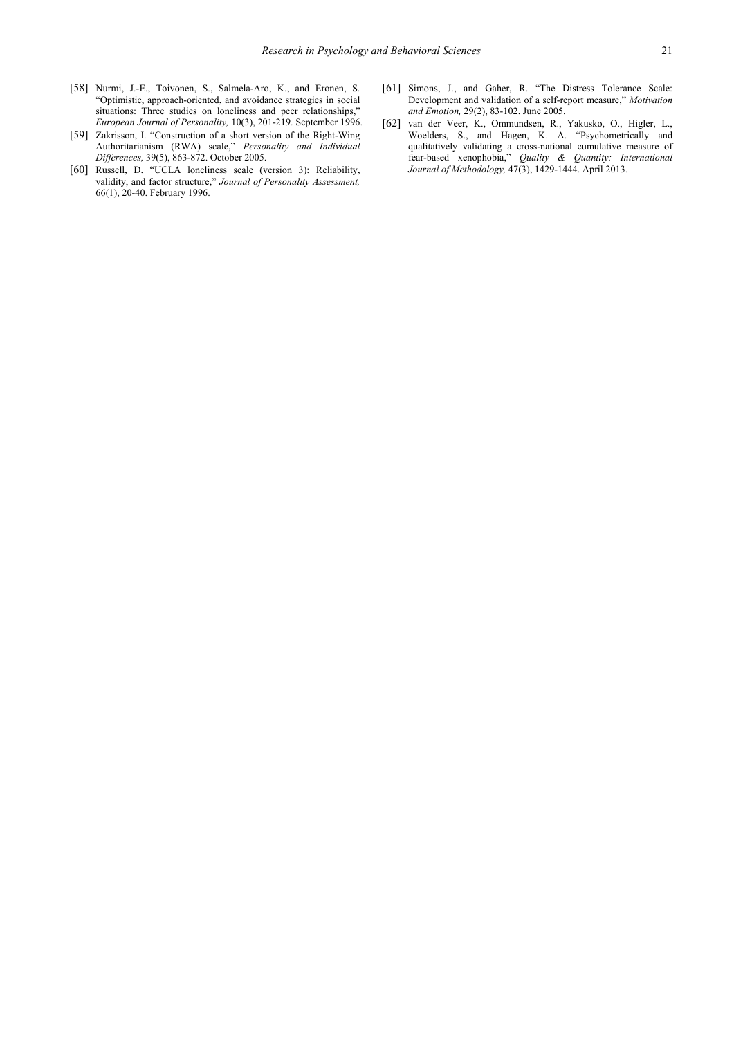[58] Nurmi, J.-E., Toivonen, S., Salmela-Aro, K., and Eronen, S. "Optimistic, approach-oriented, and avoidance strategies in social situations: Three studies on loneliness and peer relationships," *European Journal of Personality,* 10(3), 201-219. September 1996.

[59] Zakrisson, I. "Construction of a short version of the Right-Wing Authoritarianism (RWA) scale," *Personality and Individual Differences,* 39(5), 863-872. October 2005.

[60] Russell, D. "UCLA loneliness scale (version 3): Reliability, validity, and factor structure," *Journal of Personality Assessment,* 66(1), 20-40. February 1996.

[61] Simons, J., and Gaher, R. "The Distress Tolerance Scale: Development and validation of a self-report measure," *Motivation and Emotion,* 29(2), 83-102. June 2005.

[62] van der Veer, K., Ommundsen, R., Yakusko, O., Higler, L., Woelders, S., and Hagen, K. A. "Psychometrically and qualitatively validating a cross-national cumulative measure of fear-based xenophobia," *Quality & Quantity: International Journal of Methodology,* 47(3), 1429-1444. April 2013.